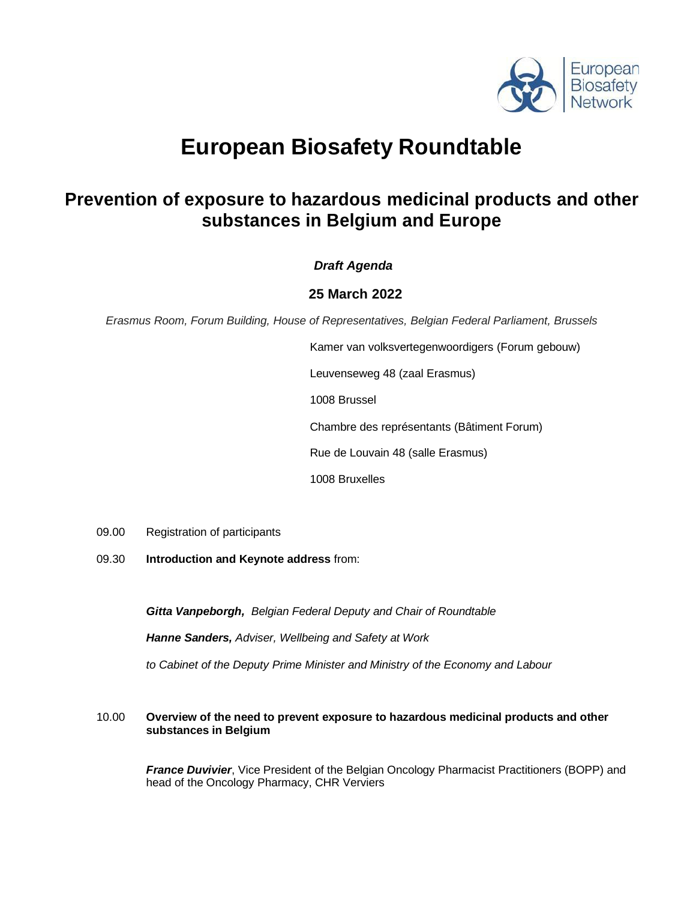# European Biosafety Roundtable

## Prevention of exposure to hazardous medicinal products and other substances in Belgium and Europe

***Draft Agenda***

**25 March 2022**

*Erasmus Room, Forum Building, House of Representatives, Belgian Federal Parliament, Brussels*

Kamer van volksvertegenwoordigers (Forum gebouw)

Leuvenseweg 48 (zaal Erasmus)

1008 Brussel

Chambre des représentants (Bâtiment Forum)

Rue de Louvain 48 (salle Erasmus)

1008 Bruxelles

09.00 Registration of participants

09.30 **Introduction and Keynote address** from:

***Gitta Vanpeborgh,*** *Belgian Federal Deputy and Chair of Roundtable*

***Hanne Sanders,*** *Adviser, Wellbeing and Safety at Work*

*to Cabinet of the Deputy Prime Minister and Ministry of the Economy and Labour*

10.00 **Overview of the need to prevent exposure to hazardous medicinal products and other substances in Belgium**

***France Duvivier***, Vice President of the Belgian Oncology Pharmacist Practitioners (BOPP) and head of the Oncology Pharmacy, CHR Verviers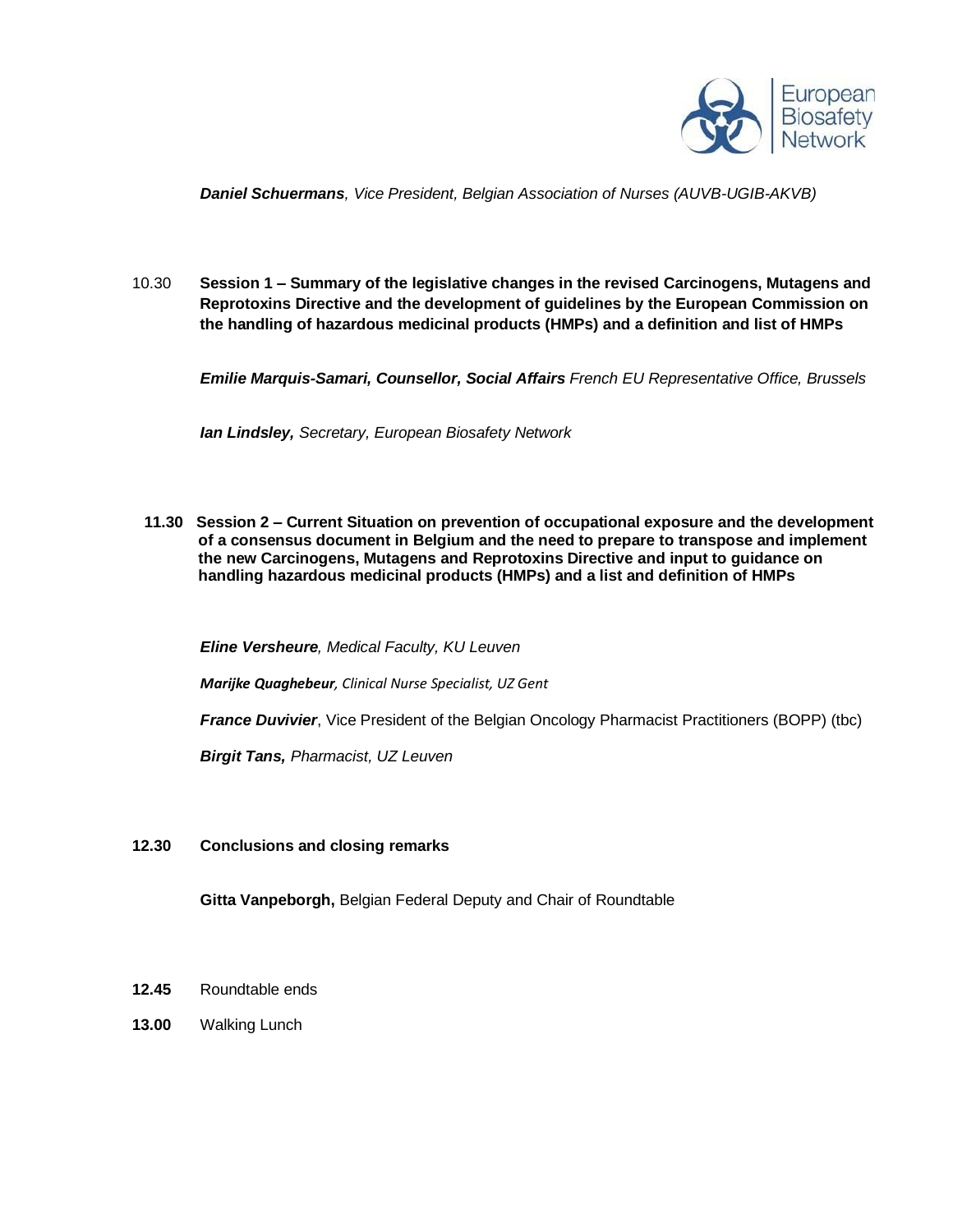***Daniel Schuermans**, Vice President, Belgian Association of Nurses (AUVB-UGIB-AKVB)*

10.30 **Session 1 – Summary of the legislative changes in the revised Carcinogens, Mutagens and Reprotoxins Directive and the development of guidelines by the European Commission on the handling of hazardous medicinal products (HMPs) and a definition and list of HMPs**

***Emilie Marquis-Samari, Counsellor, Social Affairs** French EU Representative Office, Brussels*

***Ian Lindsley,** Secretary, European Biosafety Network*

**11.30 Session 2 – Current Situation on prevention of occupational exposure and the development of a consensus document in Belgium and the need to prepare to transpose and implement the new Carcinogens, Mutagens and Reprotoxins Directive and input to guidance on handling hazardous medicinal products (HMPs) and a list and definition of HMPs**

***Eline Versheure**, Medical Faculty, KU Leuven*

***Marijke Quaghebeur,** Clinical Nurse Specialist, UZ Gent*

***France Duvivier***, Vice President of the Belgian Oncology Pharmacist Practitioners (BOPP) (tbc)

***Birgit Tans,** Pharmacist, UZ Leuven*

**12.30** **Conclusions and closing remarks**

**Gitta Vanpeborgh,** Belgian Federal Deputy and Chair of Roundtable

**12.45** Roundtable ends

**13.00** Walking Lunch